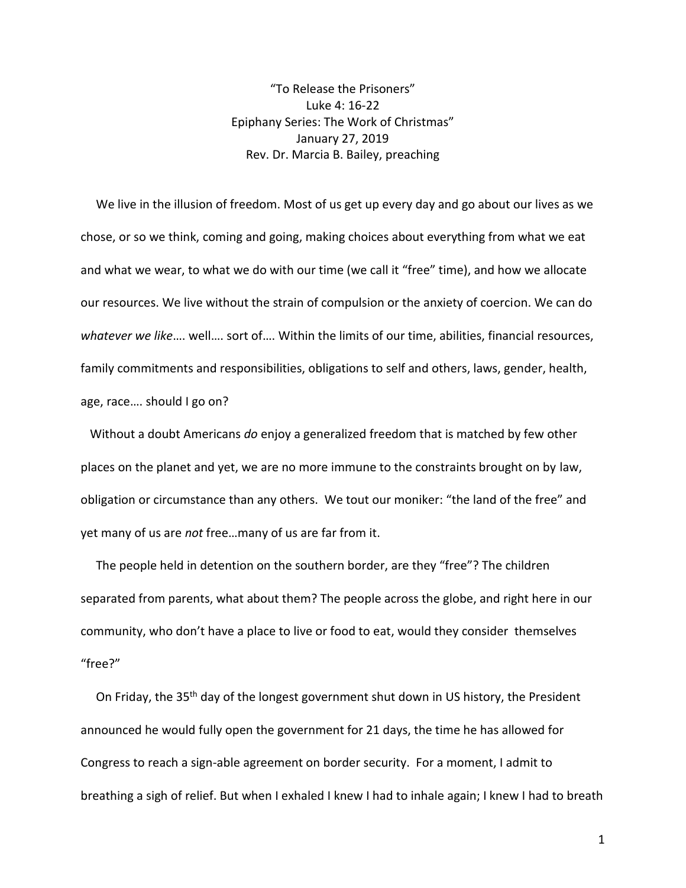"To Release the Prisoners"
Luke 4: 16-22
Epiphany Series: The Work of Christmas"
January 27, 2019
Rev. Dr. Marcia B. Bailey, preaching

We live in the illusion of freedom. Most of us get up every day and go about our lives as we chose, or so we think, coming and going, making choices about everything from what we eat and what we wear, to what we do with our time (we call it "free" time), and how we allocate our resources. We live without the strain of compulsion or the anxiety of coercion. We can do *whatever we like*…. well…. sort of…. Within the limits of our time, abilities, financial resources, family commitments and responsibilities, obligations to self and others, laws, gender, health, age, race…. should I go on?

Without a doubt Americans *do* enjoy a generalized freedom that is matched by few other places on the planet and yet, we are no more immune to the constraints brought on by law, obligation or circumstance than any others. We tout our moniker: "the land of the free" and yet many of us are *not* free…many of us are far from it.

The people held in detention on the southern border, are they "free"? The children separated from parents, what about them? The people across the globe, and right here in our community, who don't have a place to live or food to eat, would they consider themselves "free?"

On Friday, the 35th day of the longest government shut down in US history, the President announced he would fully open the government for 21 days, the time he has allowed for Congress to reach a sign-able agreement on border security. For a moment, I admit to breathing a sigh of relief. But when I exhaled I knew I had to inhale again; I knew I had to breath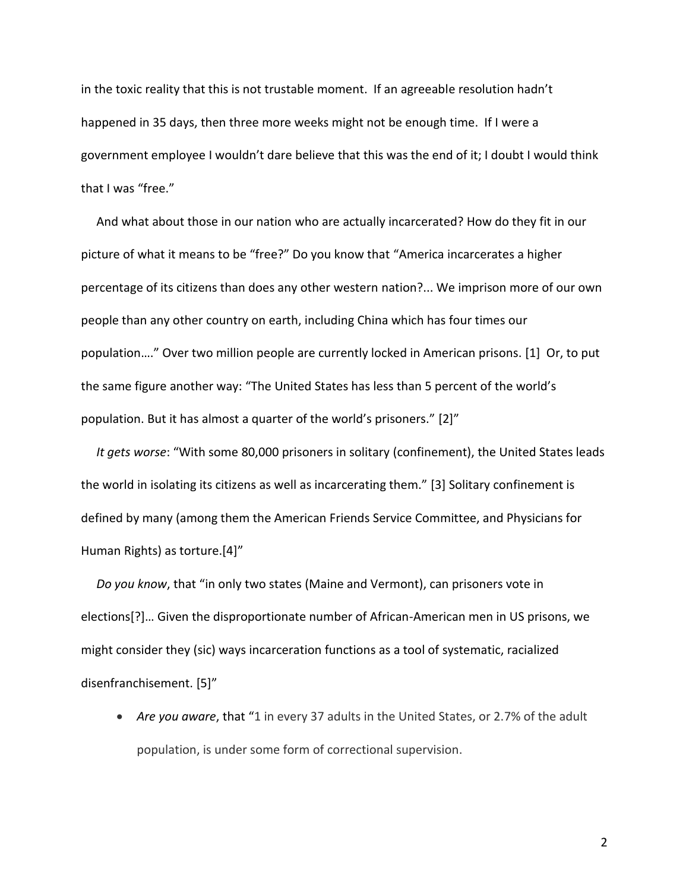in the toxic reality that this is not trustable moment. If an agreeable resolution hadn't happened in 35 days, then three more weeks might not be enough time. If I were a government employee I wouldn't dare believe that this was the end of it; I doubt I would think that I was "free."

And what about those in our nation who are actually incarcerated? How do they fit in our picture of what it means to be "free?" Do you know that "America incarcerates a higher percentage of its citizens than does any other western nation?... We imprison more of our own people than any other country on earth, including China which has four times our population…." Over two million people are currently locked in American prisons. [1] Or, to put the same figure another way: "The United States has less than 5 percent of the world's population. But it has almost a quarter of the world's prisoners." [2]"

*It gets worse*: "With some 80,000 prisoners in solitary (confinement), the United States leads the world in isolating its citizens as well as incarcerating them." [3] Solitary confinement is defined by many (among them the American Friends Service Committee, and Physicians for Human Rights) as torture.[4]"

*Do you know*, that "in only two states (Maine and Vermont), can prisoners vote in elections[?]… Given the disproportionate number of African-American men in US prisons, we might consider they (sic) ways incarceration functions as a tool of systematic, racialized disenfranchisement. [5]"

- *Are you aware*, that "1 in every 37 adults in the United States, or 2.7% of the adult population, is under some form of correctional supervision.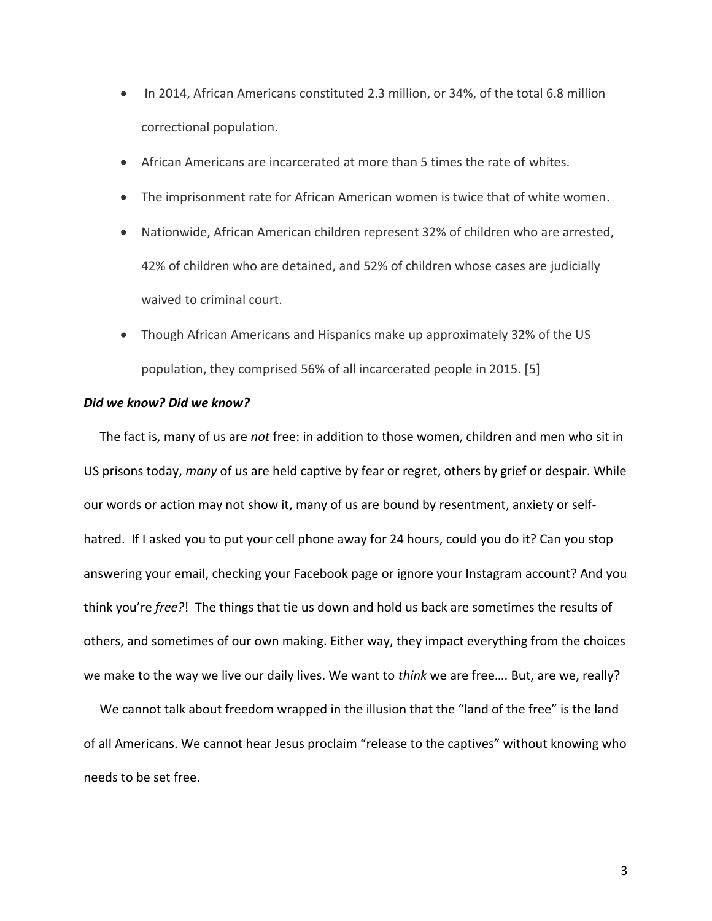- In 2014, African Americans constituted 2.3 million, or 34%, of the total 6.8 million correctional population.
- African Americans are incarcerated at more than 5 times the rate of whites.
- The imprisonment rate for African American women is twice that of white women.
- Nationwide, African American children represent 32% of children who are arrested, 42% of children who are detained, and 52% of children whose cases are judicially waived to criminal court.
- Though African Americans and Hispanics make up approximately 32% of the US population, they comprised 56% of all incarcerated people in 2015. [5]

***Did we know? Did we know?***

The fact is, many of us are *not* free: in addition to those women, children and men who sit in US prisons today, *many* of us are held captive by fear or regret, others by grief or despair. While our words or action may not show it, many of us are bound by resentment, anxiety or self-hatred. If I asked you to put your cell phone away for 24 hours, could you do it? Can you stop answering your email, checking your Facebook page or ignore your Instagram account? And you think you're *free?*! The things that tie us down and hold us back are sometimes the results of others, and sometimes of our own making. Either way, they impact everything from the choices we make to the way we live our daily lives. We want to *think* we are free…. But, are we, really?

We cannot talk about freedom wrapped in the illusion that the "land of the free" is the land of all Americans. We cannot hear Jesus proclaim "release to the captives" without knowing who needs to be set free.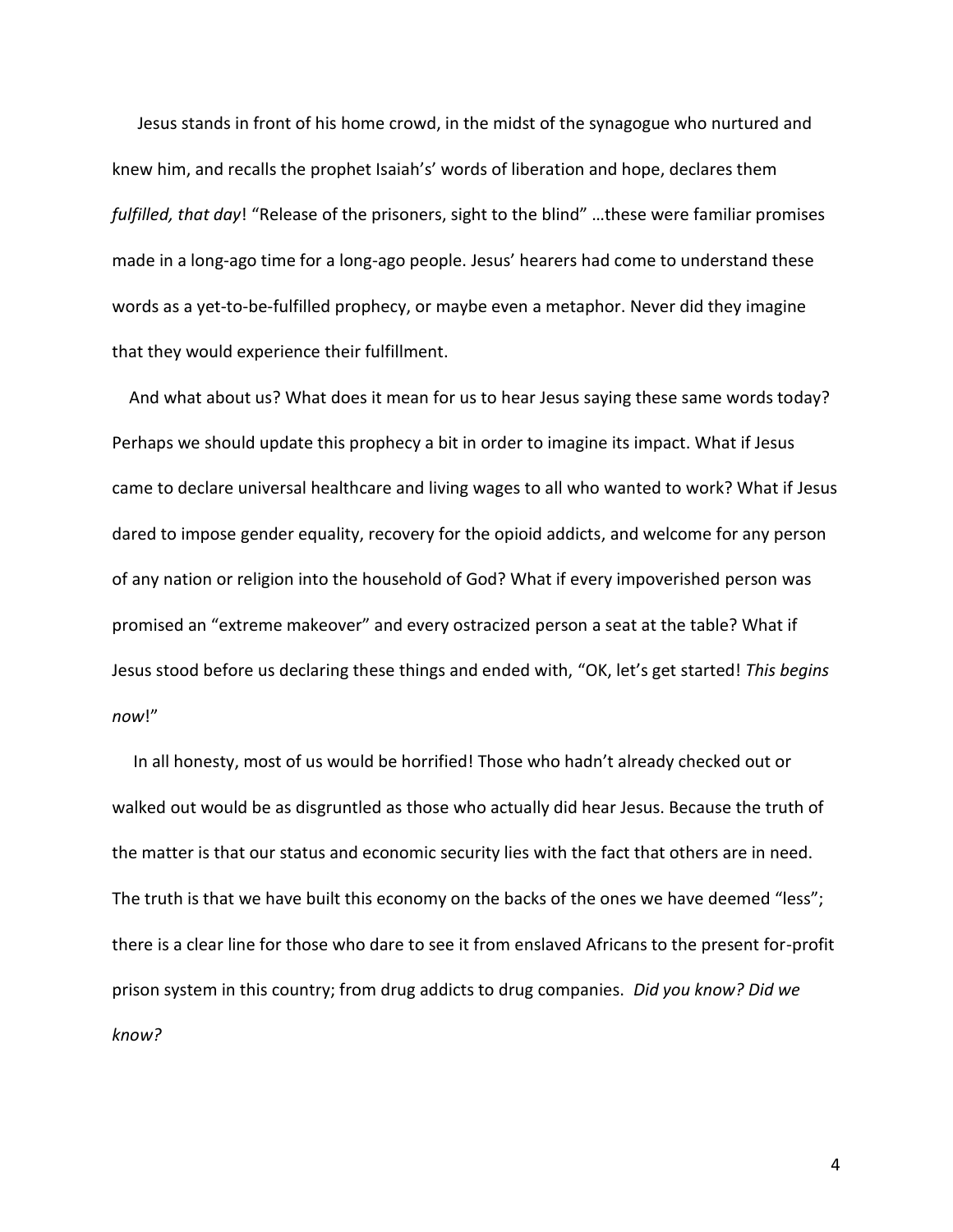Jesus stands in front of his home crowd, in the midst of the synagogue who nurtured and knew him, and recalls the prophet Isaiah's' words of liberation and hope, declares them *fulfilled, that day*! "Release of the prisoners, sight to the blind" …these were familiar promises made in a long-ago time for a long-ago people. Jesus' hearers had come to understand these words as a yet-to-be-fulfilled prophecy, or maybe even a metaphor. Never did they imagine that they would experience their fulfillment.

And what about us? What does it mean for us to hear Jesus saying these same words today? Perhaps we should update this prophecy a bit in order to imagine its impact. What if Jesus came to declare universal healthcare and living wages to all who wanted to work? What if Jesus dared to impose gender equality, recovery for the opioid addicts, and welcome for any person of any nation or religion into the household of God? What if every impoverished person was promised an "extreme makeover" and every ostracized person a seat at the table? What if Jesus stood before us declaring these things and ended with, "OK, let's get started! *This begins now*!"

In all honesty, most of us would be horrified! Those who hadn't already checked out or walked out would be as disgruntled as those who actually did hear Jesus. Because the truth of the matter is that our status and economic security lies with the fact that others are in need. The truth is that we have built this economy on the backs of the ones we have deemed "less"; there is a clear line for those who dare to see it from enslaved Africans to the present for-profit prison system in this country; from drug addicts to drug companies. *Did you know? Did we know?*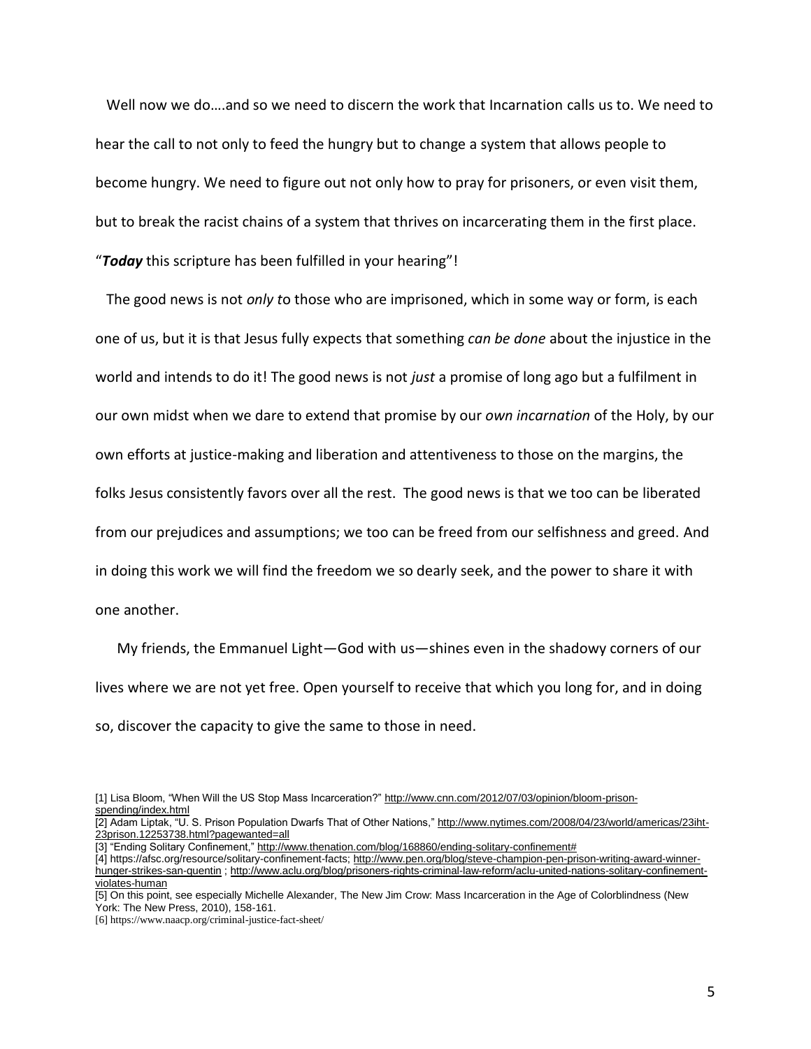Well now we do….and so we need to discern the work that Incarnation calls us to. We need to hear the call to not only to feed the hungry but to change a system that allows people to become hungry. We need to figure out not only how to pray for prisoners, or even visit them, but to break the racist chains of a system that thrives on incarcerating them in the first place. "***Today*** this scripture has been fulfilled in your hearing"!

The good news is not *only t*o those who are imprisoned, which in some way or form, is each one of us, but it is that Jesus fully expects that something *can be done* about the injustice in the world and intends to do it! The good news is not *just* a promise of long ago but a fulfilment in our own midst when we dare to extend that promise by our *own incarnation* of the Holy, by our own efforts at justice-making and liberation and attentiveness to those on the margins, the folks Jesus consistently favors over all the rest. The good news is that we too can be liberated from our prejudices and assumptions; we too can be freed from our selfishness and greed. And in doing this work we will find the freedom we so dearly seek, and the power to share it with one another.

My friends, the Emmanuel Light—God with us—shines even in the shadowy corners of our lives where we are not yet free. Open yourself to receive that which you long for, and in doing so, discover the capacity to give the same to those in need.

[1] Lisa Bloom, "When Will the US Stop Mass Incarceration?" http://www.cnn.com/2012/07/03/opinion/bloom-prison-spending/index.html

[2] Adam Liptak, "U. S. Prison Population Dwarfs That of Other Nations," http://www.nytimes.com/2008/04/23/world/americas/23iht-23prison.12253738.html?pagewanted=all

[3] "Ending Solitary Confinement," http://www.thenation.com/blog/168860/ending-solitary-confinement#

[4] https://afsc.org/resource/solitary-confinement-facts; http://www.pen.org/blog/steve-champion-pen-prison-writing-award-winner-hunger-strikes-san-quentin ; http://www.aclu.org/blog/prisoners-rights-criminal-law-reform/aclu-united-nations-solitary-confinement-violates-human

[5] On this point, see especially Michelle Alexander, The New Jim Crow: Mass Incarceration in the Age of Colorblindness (New York: The New Press, 2010), 158-161.

[6] https://www.naacp.org/criminal-justice-fact-sheet/